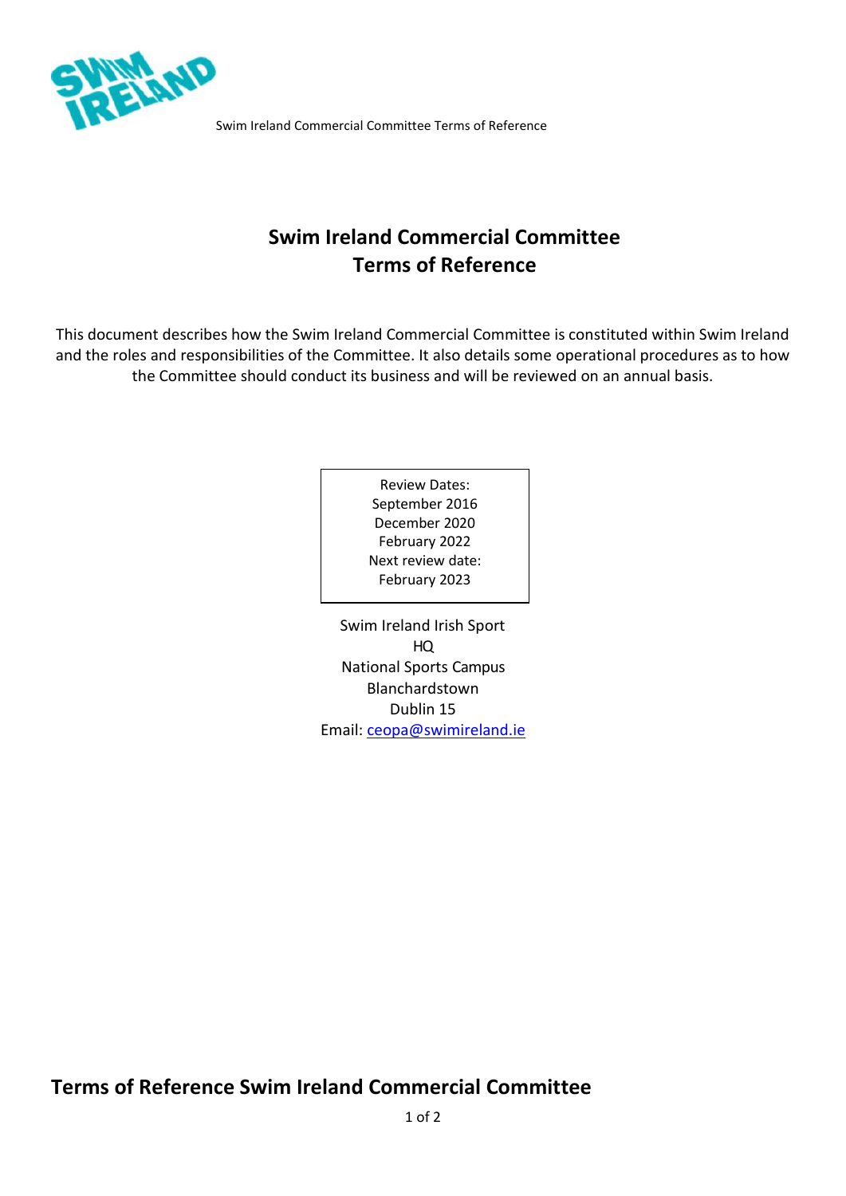# Swim Ireland Commercial Committee
# Terms of Reference

This document describes how the Swim Ireland Commercial Committee is constituted within Swim Ireland and the roles and responsibilities of the Committee. It also details some operational procedures as to how the Committee should conduct its business and will be reviewed on an annual basis.

Review Dates:
September 2016
December 2020
February 2022
Next review date:
February 2023

Swim Ireland Irish Sport HQ
National Sports Campus
Blanchardstown
Dublin 15
Email: ceopa@swimireland.ie

## Terms of Reference Swim Ireland Commercial Committee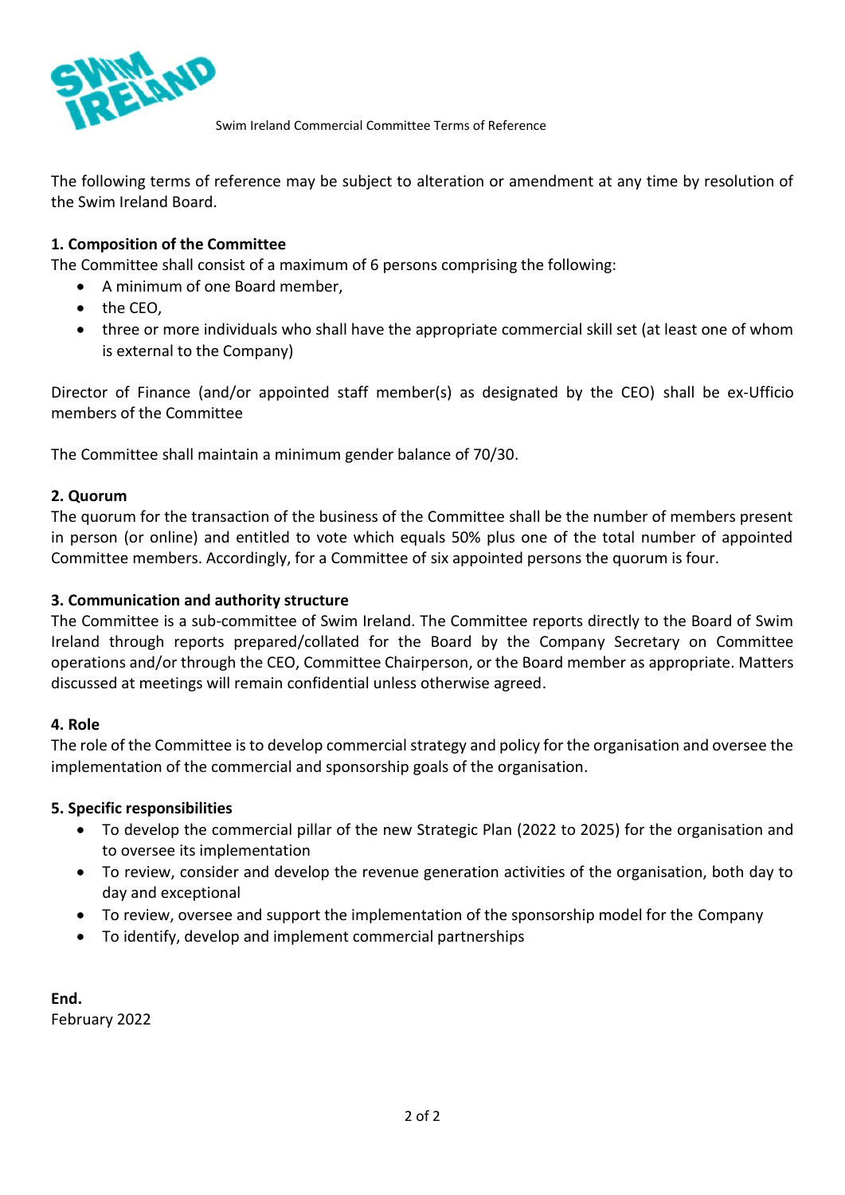Swim Ireland Commercial Committee Terms of Reference

The following terms of reference may be subject to alteration or amendment at any time by resolution of the Swim Ireland Board.

**1. Composition of the Committee**

The Committee shall consist of a maximum of 6 persons comprising the following:

- A minimum of one Board member,
- the CEO,
- three or more individuals who shall have the appropriate commercial skill set (at least one of whom is external to the Company)

Director of Finance (and/or appointed staff member(s) as designated by the CEO) shall be ex-Ufficio members of the Committee

The Committee shall maintain a minimum gender balance of 70/30.

**2. Quorum**

The quorum for the transaction of the business of the Committee shall be the number of members present in person (or online) and entitled to vote which equals 50% plus one of the total number of appointed Committee members. Accordingly, for a Committee of six appointed persons the quorum is four.

**3. Communication and authority structure**

The Committee is a sub-committee of Swim Ireland. The Committee reports directly to the Board of Swim Ireland through reports prepared/collated for the Board by the Company Secretary on Committee operations and/or through the CEO, Committee Chairperson, or the Board member as appropriate. Matters discussed at meetings will remain confidential unless otherwise agreed.

**4. Role**

The role of the Committee is to develop commercial strategy and policy for the organisation and oversee the implementation of the commercial and sponsorship goals of the organisation.

**5. Specific responsibilities**

- To develop the commercial pillar of the new Strategic Plan (2022 to 2025) for the organisation and to oversee its implementation
- To review, consider and develop the revenue generation activities of the organisation, both day to day and exceptional
- To review, oversee and support the implementation of the sponsorship model for the Company
- To identify, develop and implement commercial partnerships

**End.**

February 2022